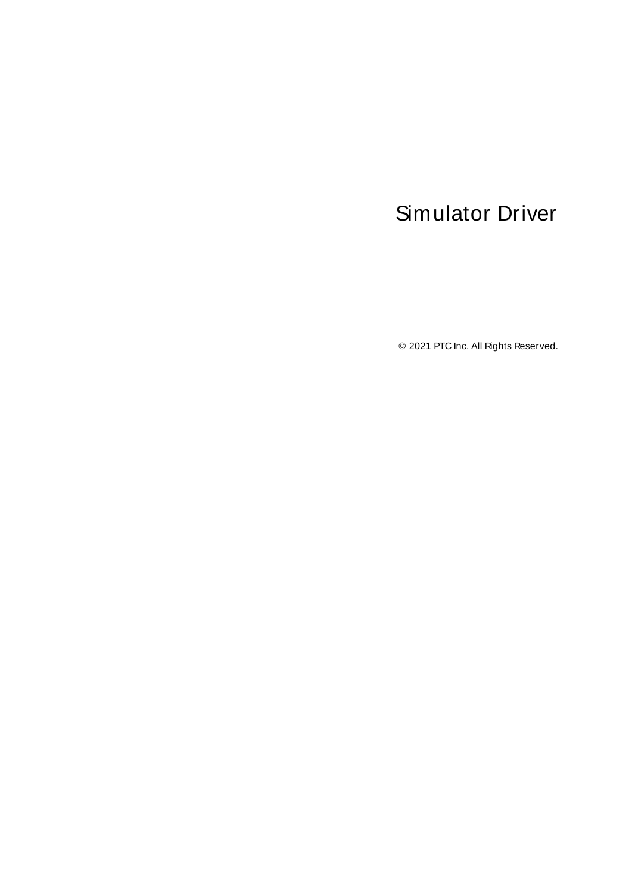# Simulator Driver

© 2021 PTC Inc. All Rights Reserved.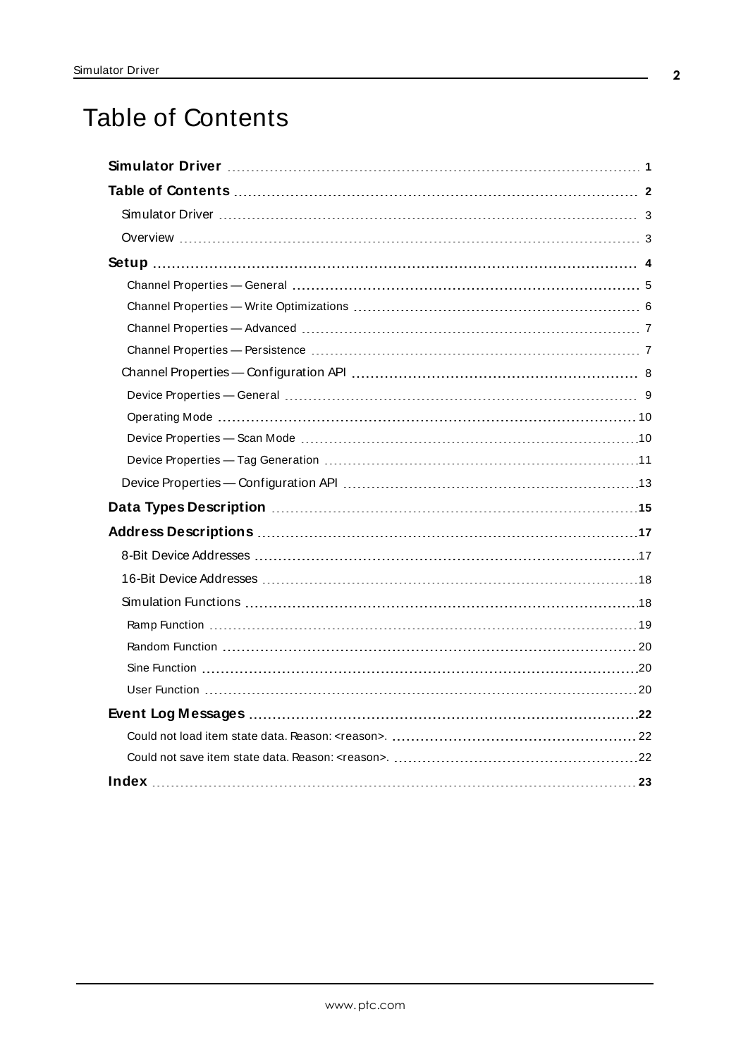# Table of Contents

**Simulator Driver** 1

**Table of Contents** 2

- Simulator Driver 3
- Overview 3

**Setup** 4

- Channel Properties — General 5
- Channel Properties — Write Optimizations 6
- Channel Properties — Advanced 7
- Channel Properties — Persistence 7
- Channel Properties — Configuration API 8
- Device Properties — General 9
- Operating Mode 10
- Device Properties — Scan Mode 10
- Device Properties — Tag Generation 11
- Device Properties — Configuration API 13

**Data Types Description** 15

**Address Descriptions** 17

- 8-Bit Device Addresses 17
- 16-Bit Device Addresses 18
- Simulation Functions 18
  - Ramp Function 19
  - Random Function 20
  - Sine Function 20
  - User Function 20

**Event Log Messages** 22

- Could not load item state data. Reason: <reason>. 22
- Could not save item state data. Reason: <reason>. 22

**Index** 23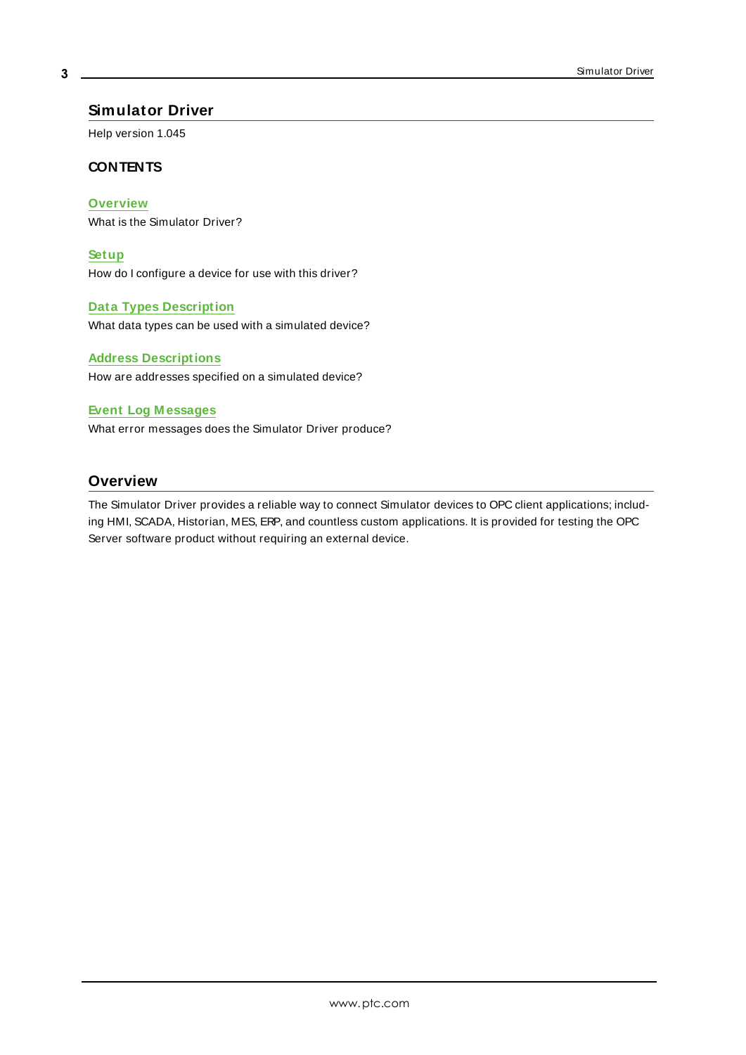# Simulator Driver

Help version 1.045

### CONTENTS

**Overview**
What is the Simulator Driver?

**Setup**
How do I configure a device for use with this driver?

**Data Types Description**
What data types can be used with a simulated device?

**Address Descriptions**
How are addresses specified on a simulated device?

**Event Log Messages**
What error messages does the Simulator Driver produce?

## Overview

The Simulator Driver provides a reliable way to connect Simulator devices to OPC client applications; including HMI, SCADA, Historian, MES, ERP, and countless custom applications. It is provided for testing the OPC Server software product without requiring an external device.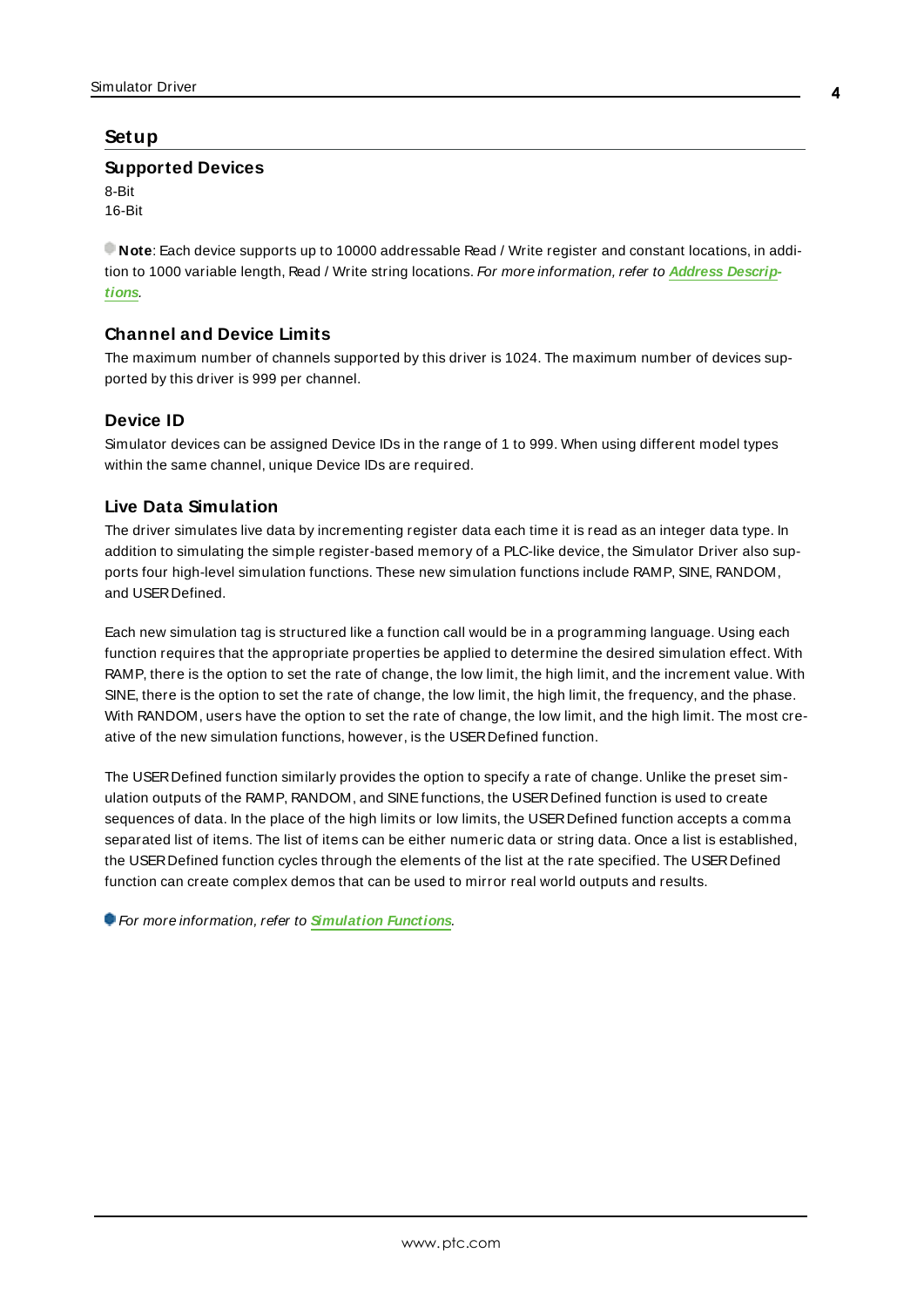# Setup

## Supported Devices

8-Bit
16-Bit

**Note**: Each device supports up to 10000 addressable Read / Write register and constant locations, in addition to 1000 variable length, Read / Write string locations. *For more information, refer to* ***Address Descriptions****.*

## Channel and Device Limits

The maximum number of channels supported by this driver is 1024. The maximum number of devices supported by this driver is 999 per channel.

## Device ID

Simulator devices can be assigned Device IDs in the range of 1 to 999. When using different model types within the same channel, unique Device IDs are required.

## Live Data Simulation

The driver simulates live data by incrementing register data each time it is read as an integer data type. In addition to simulating the simple register-based memory of a PLC-like device, the Simulator Driver also supports four high-level simulation functions. These new simulation functions include RAMP, SINE, RANDOM, and USER Defined.

Each new simulation tag is structured like a function call would be in a programming language. Using each function requires that the appropriate properties be applied to determine the desired simulation effect. With RAMP, there is the option to set the rate of change, the low limit, the high limit, and the increment value. With SINE, there is the option to set the rate of change, the low limit, the high limit, the frequency, and the phase. With RANDOM, users have the option to set the rate of change, the low limit, and the high limit. The most creative of the new simulation functions, however, is the USER Defined function.

The USER Defined function similarly provides the option to specify a rate of change. Unlike the preset simulation outputs of the RAMP, RANDOM, and SINE functions, the USER Defined function is used to create sequences of data. In the place of the high limits or low limits, the USER Defined function accepts a comma separated list of items. The list of items can be either numeric data or string data. Once a list is established, the USER Defined function cycles through the elements of the list at the rate specified. The USER Defined function can create complex demos that can be used to mirror real world outputs and results.

*For more information, refer to* ***Simulation Functions****.*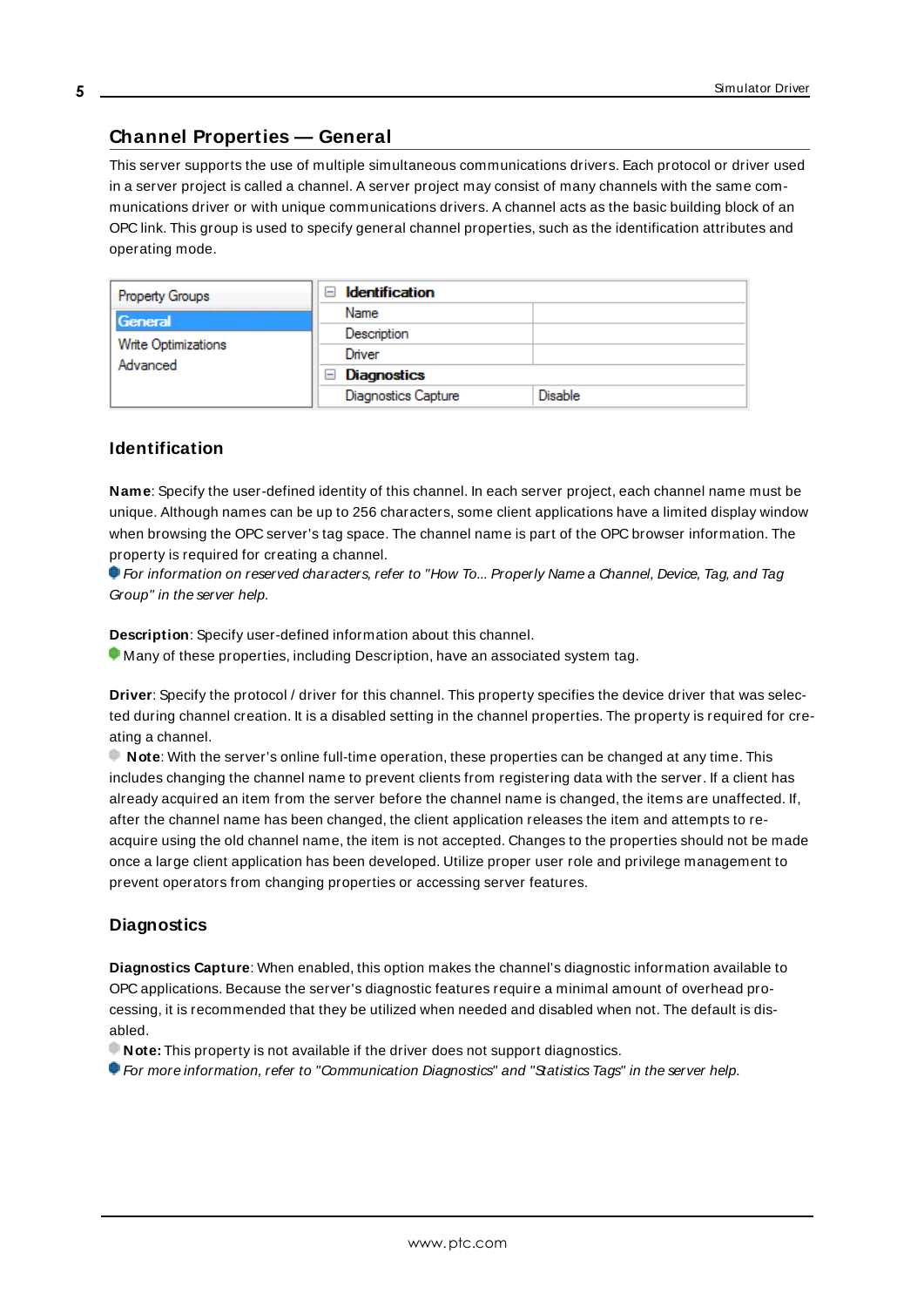## Channel Properties — General

This server supports the use of multiple simultaneous communications drivers. Each protocol or driver used in a server project is called a channel. A server project may consist of many channels with the same communications driver or with unique communications drivers. A channel acts as the basic building block of an OPC link. This group is used to specify general channel properties, such as the identification attributes and operating mode.

| Property Groups | Identification | |
|---|---|---|
| General | Name | |
| Write Optimizations | Description | |
| Advanced | Driver | |
| | Diagnostics | |
| | Diagnostics Capture | Disable |

### Identification

**Name**: Specify the user-defined identity of this channel. In each server project, each channel name must be unique. Although names can be up to 256 characters, some client applications have a limited display window when browsing the OPC server's tag space. The channel name is part of the OPC browser information. The property is required for creating a channel.

*For information on reserved characters, refer to "How To... Properly Name a Channel, Device, Tag, and Tag Group" in the server help.*

**Description**: Specify user-defined information about this channel.

Many of these properties, including Description, have an associated system tag.

**Driver**: Specify the protocol / driver for this channel. This property specifies the device driver that was selected during channel creation. It is a disabled setting in the channel properties. The property is required for creating a channel.

**Note**: With the server's online full-time operation, these properties can be changed at any time. This includes changing the channel name to prevent clients from registering data with the server. If a client has already acquired an item from the server before the channel name is changed, the items are unaffected. If, after the channel name has been changed, the client application releases the item and attempts to re-acquire using the old channel name, the item is not accepted. Changes to the properties should not be made once a large client application has been developed. Utilize proper user role and privilege management to prevent operators from changing properties or accessing server features.

### Diagnostics

**Diagnostics Capture**: When enabled, this option makes the channel's diagnostic information available to OPC applications. Because the server's diagnostic features require a minimal amount of overhead processing, it is recommended that they be utilized when needed and disabled when not. The default is disabled.

**Note:** This property is not available if the driver does not support diagnostics.

*For more information, refer to "Communication Diagnostics" and "Statistics Tags" in the server help.*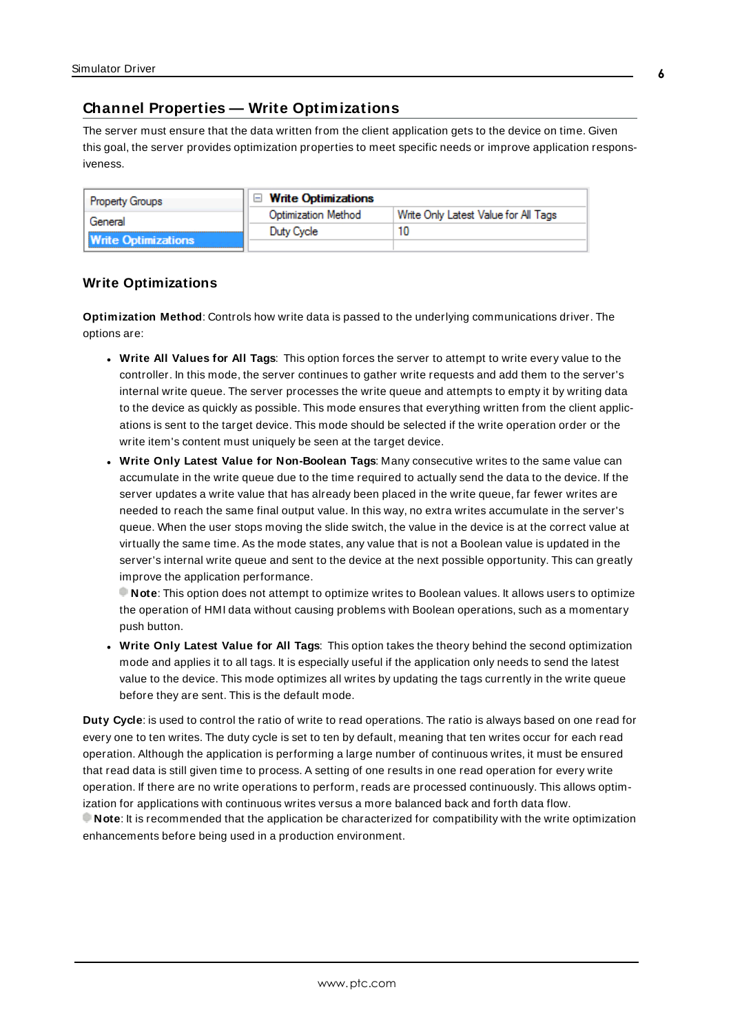## Channel Properties — Write Optimizations

The server must ensure that the data written from the client application gets to the device on time. Given this goal, the server provides optimization properties to meet specific needs or improve application responsiveness.

| Property Groups | Write Optimizations | |
|---|---|---|
| General | Optimization Method | Write Only Latest Value for All Tags |
| Write Optimizations | Duty Cycle | 10 |

### Write Optimizations

**Optimization Method**: Controls how write data is passed to the underlying communications driver. The options are:

- **Write All Values for All Tags**: This option forces the server to attempt to write every value to the controller. In this mode, the server continues to gather write requests and add them to the server's internal write queue. The server processes the write queue and attempts to empty it by writing data to the device as quickly as possible. This mode ensures that everything written from the client applications is sent to the target device. This mode should be selected if the write operation order or the write item's content must uniquely be seen at the target device.
- **Write Only Latest Value for Non-Boolean Tags**: Many consecutive writes to the same value can accumulate in the write queue due to the time required to actually send the data to the device. If the server updates a write value that has already been placed in the write queue, far fewer writes are needed to reach the same final output value. In this way, no extra writes accumulate in the server's queue. When the user stops moving the slide switch, the value in the device is at the correct value at virtually the same time. As the mode states, any value that is not a Boolean value is updated in the server's internal write queue and sent to the device at the next possible opportunity. This can greatly improve the application performance.
  **Note**: This option does not attempt to optimize writes to Boolean values. It allows users to optimize the operation of HMI data without causing problems with Boolean operations, such as a momentary push button.
- **Write Only Latest Value for All Tags**: This option takes the theory behind the second optimization mode and applies it to all tags. It is especially useful if the application only needs to send the latest value to the device. This mode optimizes all writes by updating the tags currently in the write queue before they are sent. This is the default mode.

**Duty Cycle**: is used to control the ratio of write to read operations. The ratio is always based on one read for every one to ten writes. The duty cycle is set to ten by default, meaning that ten writes occur for each read operation. Although the application is performing a large number of continuous writes, it must be ensured that read data is still given time to process. A setting of one results in one read operation for every write operation. If there are no write operations to perform, reads are processed continuously. This allows optimization for applications with continuous writes versus a more balanced back and forth data flow.
**Note**: It is recommended that the application be characterized for compatibility with the write optimization enhancements before being used in a production environment.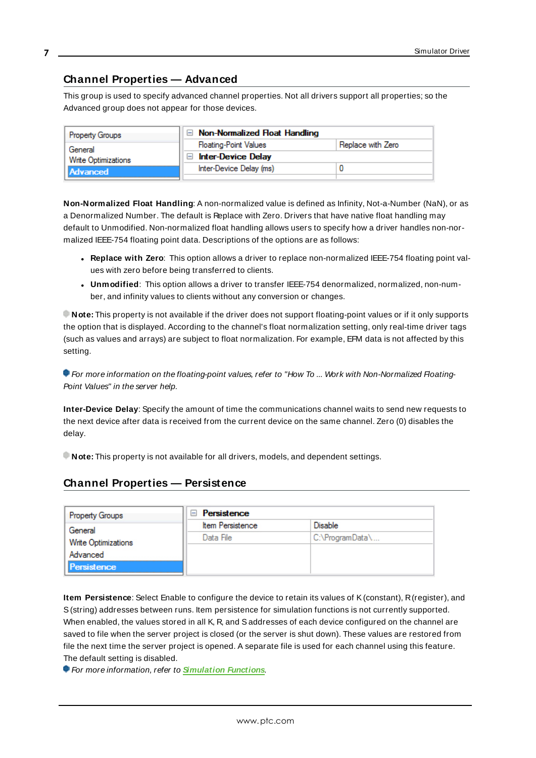## Channel Properties — Advanced

This group is used to specify advanced channel properties. Not all drivers support all properties; so the Advanced group does not appear for those devices.

| Property Groups | Non-Normalized Float Handling | |
|---|---|---|
| General | Floating-Point Values | Replace with Zero |
| Write Optimizations | Inter-Device Delay | |
| Advanced | Inter-Device Delay (ms) | 0 |

**Non-Normalized Float Handling**: A non-normalized value is defined as Infinity, Not-a-Number (NaN), or as a Denormalized Number. The default is Replace with Zero. Drivers that have native float handling may default to Unmodified. Non-normalized float handling allows users to specify how a driver handles non-normalized IEEE-754 floating point data. Descriptions of the options are as follows:

- **Replace with Zero**: This option allows a driver to replace non-normalized IEEE-754 floating point values with zero before being transferred to clients.
- **Unmodified**: This option allows a driver to transfer IEEE-754 denormalized, normalized, non-number, and infinity values to clients without any conversion or changes.

**Note:** This property is not available if the driver does not support floating-point values or if it only supports the option that is displayed. According to the channel's float normalization setting, only real-time driver tags (such as values and arrays) are subject to float normalization. For example, EFM data is not affected by this setting.

*For more information on the floating-point values, refer to "How To ... Work with Non-Normalized Floating-Point Values" in the server help.*

**Inter-Device Delay**: Specify the amount of time the communications channel waits to send new requests to the next device after data is received from the current device on the same channel. Zero (0) disables the delay.

**Note:** This property is not available for all drivers, models, and dependent settings.

## Channel Properties — Persistence

| Property Groups | Persistence | |
|---|---|---|
| General | Item Persistence | Disable |
| Write Optimizations | Data File | C:\ProgramData\... |
| Advanced | | |
| Persistence | | |

**Item Persistence**: Select Enable to configure the device to retain its values of K (constant), R (register), and S (string) addresses between runs. Item persistence for simulation functions is not currently supported. When enabled, the values stored in all K, R, and S addresses of each device configured on the channel are saved to file when the server project is closed (or the server is shut down). These values are restored from file the next time the server project is opened. A separate file is used for each channel using this feature. The default setting is disabled.

*For more information, refer to Simulation Functions.*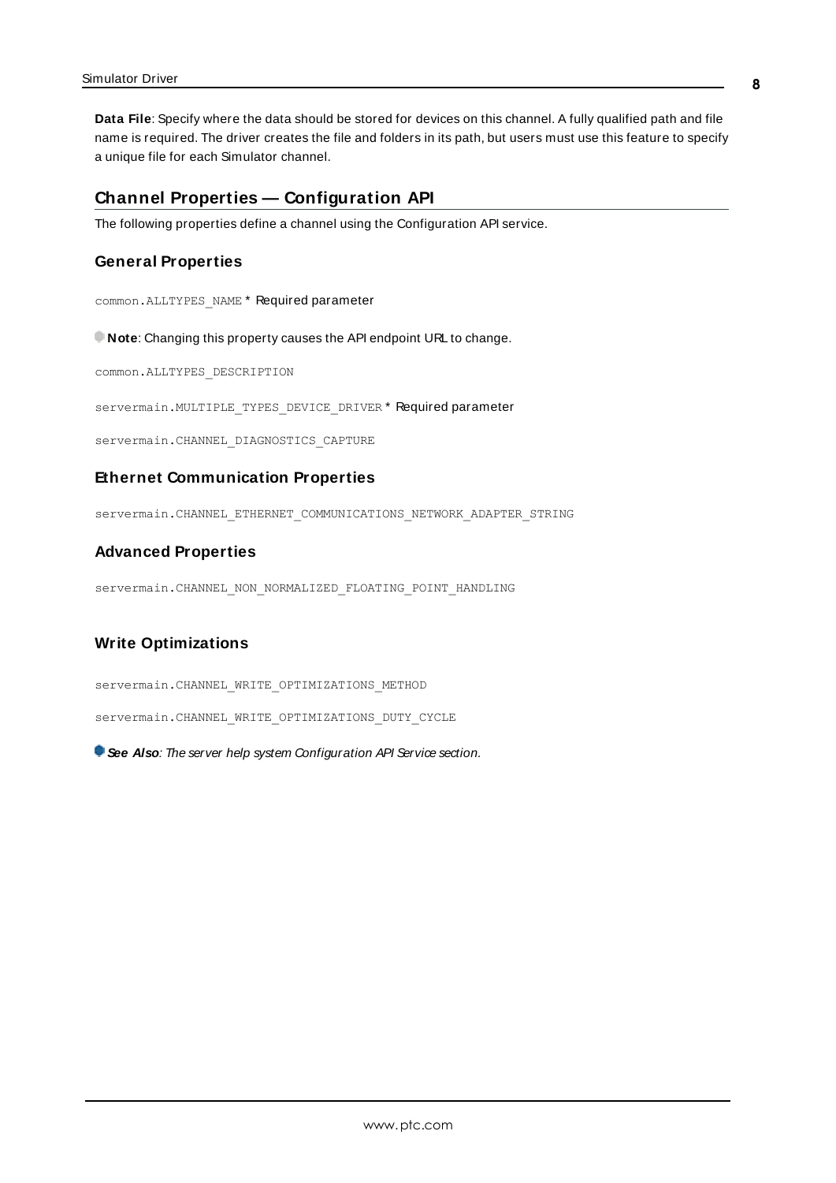**Data File**: Specify where the data should be stored for devices on this channel. A fully qualified path and file name is required. The driver creates the file and folders in its path, but users must use this feature to specify a unique file for each Simulator channel.

## Channel Properties — Configuration API

The following properties define a channel using the Configuration API service.

### General Properties

`common.ALLTYPES_NAME` * Required parameter

**Note**: Changing this property causes the API endpoint URL to change.

`common.ALLTYPES_DESCRIPTION`

`servermain.MULTIPLE_TYPES_DEVICE_DRIVER` * Required parameter

`servermain.CHANNEL_DIAGNOSTICS_CAPTURE`

### Ethernet Communication Properties

`servermain.CHANNEL_ETHERNET_COMMUNICATIONS_NETWORK_ADAPTER_STRING`

### Advanced Properties

`servermain.CHANNEL_NON_NORMALIZED_FLOATING_POINT_HANDLING`

### Write Optimizations

`servermain.CHANNEL_WRITE_OPTIMIZATIONS_METHOD`

`servermain.CHANNEL_WRITE_OPTIMIZATIONS_DUTY_CYCLE`

***See Also**: The server help system Configuration API Service section.*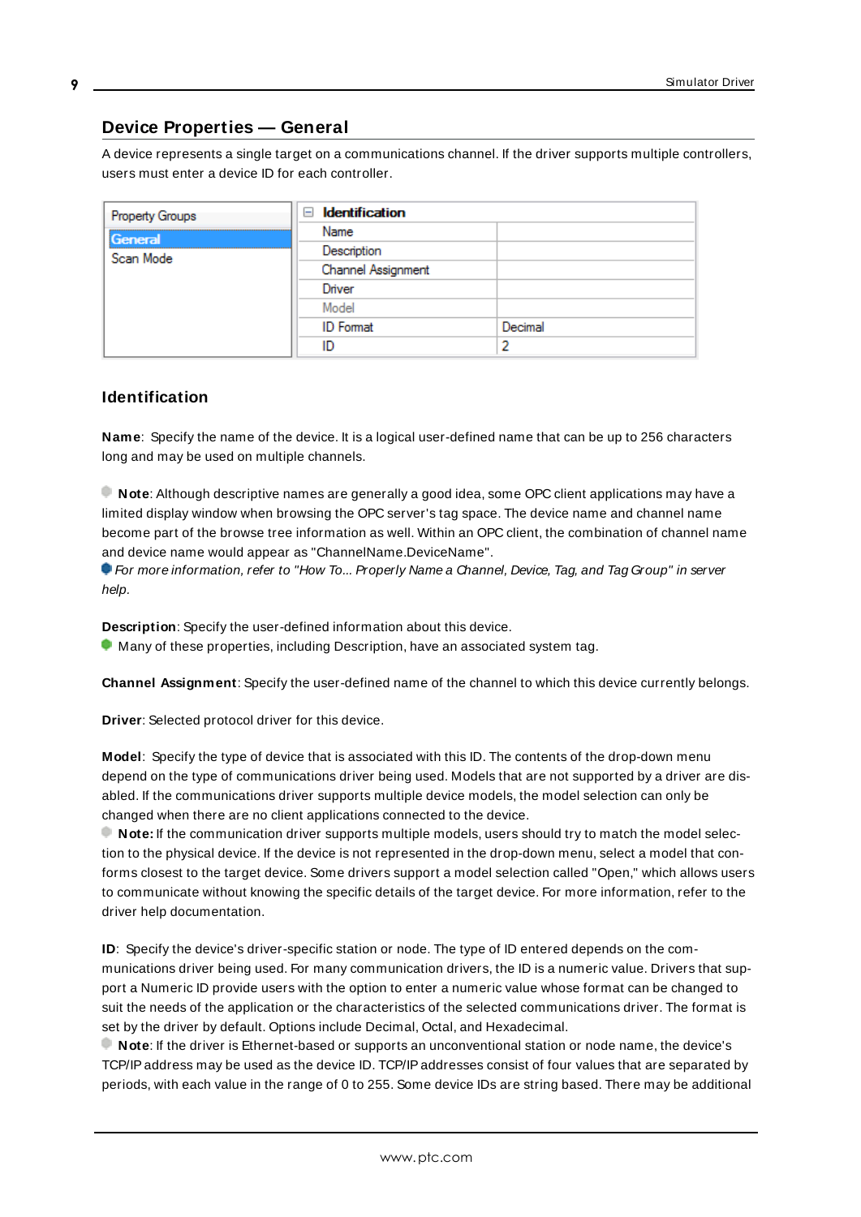## Device Properties — General

A device represents a single target on a communications channel. If the driver supports multiple controllers, users must enter a device ID for each controller.

| Property Groups | Identification | |
|---|---|---|
| **General** | Name | |
| Scan Mode | Description | |
| | Channel Assignment | |
| | Driver | |
| | Model | |
| | ID Format | Decimal |
| | ID | 2 |

### Identification

**Name**: Specify the name of the device. It is a logical user-defined name that can be up to 256 characters long and may be used on multiple channels.

**Note**: Although descriptive names are generally a good idea, some OPC client applications may have a limited display window when browsing the OPC server's tag space. The device name and channel name become part of the browse tree information as well. Within an OPC client, the combination of channel name and device name would appear as "ChannelName.DeviceName".

*For more information, refer to "How To... Properly Name a Channel, Device, Tag, and Tag Group" in server help.*

**Description**: Specify the user-defined information about this device.

Many of these properties, including Description, have an associated system tag.

**Channel Assignment**: Specify the user-defined name of the channel to which this device currently belongs.

**Driver**: Selected protocol driver for this device.

**Model**: Specify the type of device that is associated with this ID. The contents of the drop-down menu depend on the type of communications driver being used. Models that are not supported by a driver are disabled. If the communications driver supports multiple device models, the model selection can only be changed when there are no client applications connected to the device.

**Note:** If the communication driver supports multiple models, users should try to match the model selection to the physical device. If the device is not represented in the drop-down menu, select a model that conforms closest to the target device. Some drivers support a model selection called "Open," which allows users to communicate without knowing the specific details of the target device. For more information, refer to the driver help documentation.

**ID**: Specify the device's driver-specific station or node. The type of ID entered depends on the communications driver being used. For many communication drivers, the ID is a numeric value. Drivers that support a Numeric ID provide users with the option to enter a numeric value whose format can be changed to suit the needs of the application or the characteristics of the selected communications driver. The format is set by the driver by default. Options include Decimal, Octal, and Hexadecimal.

**Note**: If the driver is Ethernet-based or supports an unconventional station or node name, the device's TCP/IP address may be used as the device ID. TCP/IP addresses consist of four values that are separated by periods, with each value in the range of 0 to 255. Some device IDs are string based. There may be additional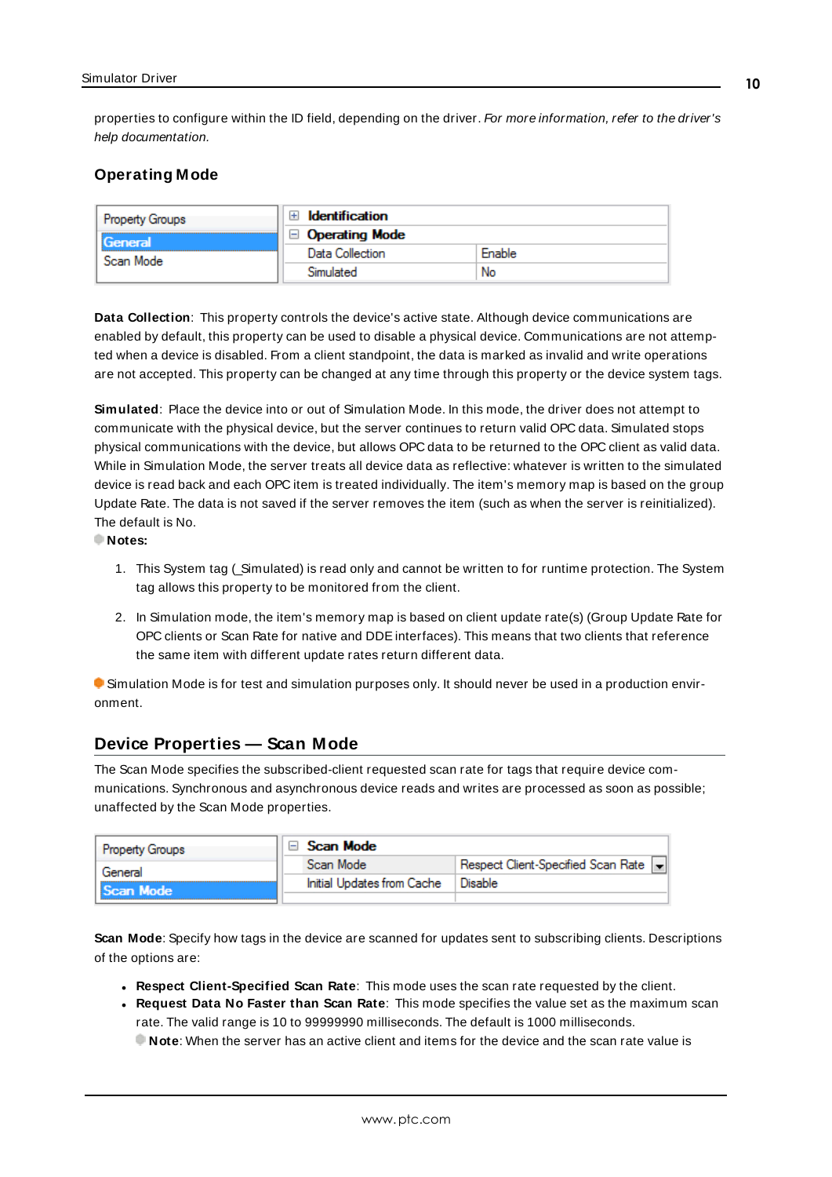properties to configure within the ID field, depending on the driver. *For more information, refer to the driver's help documentation.*

### Operating Mode

| Property Groups | Operating Mode | |
|---|---|---|
| General | Data Collection | Enable |
| Scan Mode | Simulated | No |

**Data Collection**: This property controls the device's active state. Although device communications are enabled by default, this property can be used to disable a physical device. Communications are not attempted when a device is disabled. From a client standpoint, the data is marked as invalid and write operations are not accepted. This property can be changed at any time through this property or the device system tags.

**Simulated**: Place the device into or out of Simulation Mode. In this mode, the driver does not attempt to communicate with the physical device, but the server continues to return valid OPC data. Simulated stops physical communications with the device, but allows OPC data to be returned to the OPC client as valid data. While in Simulation Mode, the server treats all device data as reflective: whatever is written to the simulated device is read back and each OPC item is treated individually. The item's memory map is based on the group Update Rate. The data is not saved if the server removes the item (such as when the server is reinitialized). The default is No.

**Notes:**

1. This System tag (_Simulated) is read only and cannot be written to for runtime protection. The System tag allows this property to be monitored from the client.

2. In Simulation mode, the item's memory map is based on client update rate(s) (Group Update Rate for OPC clients or Scan Rate for native and DDE interfaces). This means that two clients that reference the same item with different update rates return different data.

Simulation Mode is for test and simulation purposes only. It should never be used in a production environment.

## Device Properties — Scan Mode

The Scan Mode specifies the subscribed-client requested scan rate for tags that require device communications. Synchronous and asynchronous device reads and writes are processed as soon as possible; unaffected by the Scan Mode properties.

| Property Groups | Scan Mode | |
|---|---|---|
| General | Scan Mode | Respect Client-Specified Scan Rate |
| Scan Mode | Initial Updates from Cache | Disable |

**Scan Mode**: Specify how tags in the device are scanned for updates sent to subscribing clients. Descriptions of the options are:

- **Respect Client-Specified Scan Rate**: This mode uses the scan rate requested by the client.
- **Request Data No Faster than Scan Rate**: This mode specifies the value set as the maximum scan rate. The valid range is 10 to 99999990 milliseconds. The default is 1000 milliseconds.
  **Note**: When the server has an active client and items for the device and the scan rate value is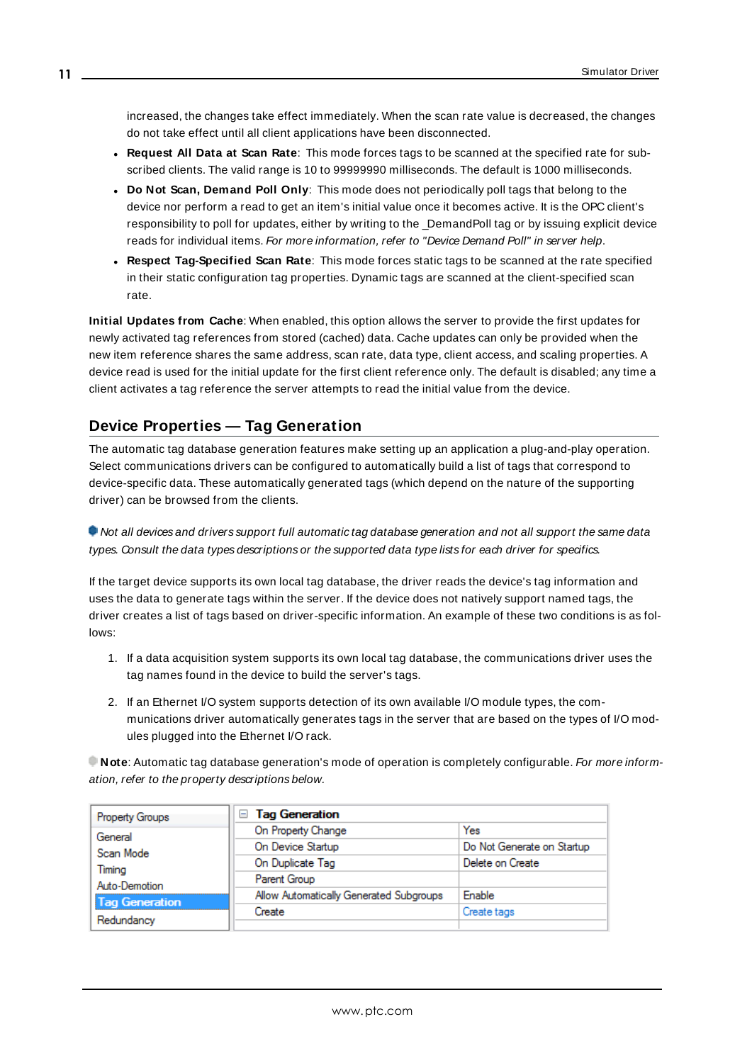increased, the changes take effect immediately. When the scan rate value is decreased, the changes do not take effect until all client applications have been disconnected.

- **Request All Data at Scan Rate**: This mode forces tags to be scanned at the specified rate for subscribed clients. The valid range is 10 to 99999990 milliseconds. The default is 1000 milliseconds.
- **Do Not Scan, Demand Poll Only**: This mode does not periodically poll tags that belong to the device nor perform a read to get an item's initial value once it becomes active. It is the OPC client's responsibility to poll for updates, either by writing to the _DemandPoll tag or by issuing explicit device reads for individual items. *For more information, refer to "Device Demand Poll" in server help.*
- **Respect Tag-Specified Scan Rate**: This mode forces static tags to be scanned at the rate specified in their static configuration tag properties. Dynamic tags are scanned at the client-specified scan rate.

**Initial Updates from Cache**: When enabled, this option allows the server to provide the first updates for newly activated tag references from stored (cached) data. Cache updates can only be provided when the new item reference shares the same address, scan rate, data type, client access, and scaling properties. A device read is used for the initial update for the first client reference only. The default is disabled; any time a client activates a tag reference the server attempts to read the initial value from the device.

## Device Properties — Tag Generation

The automatic tag database generation features make setting up an application a plug-and-play operation. Select communications drivers can be configured to automatically build a list of tags that correspond to device-specific data. These automatically generated tags (which depend on the nature of the supporting driver) can be browsed from the clients.

*Not all devices and drivers support full automatic tag database generation and not all support the same data types. Consult the data types descriptions or the supported data type lists for each driver for specifics.*

If the target device supports its own local tag database, the driver reads the device's tag information and uses the data to generate tags within the server. If the device does not natively support named tags, the driver creates a list of tags based on driver-specific information. An example of these two conditions is as follows:

1. If a data acquisition system supports its own local tag database, the communications driver uses the tag names found in the device to build the server's tags.

2. If an Ethernet I/O system supports detection of its own available I/O module types, the communications driver automatically generates tags in the server that are based on the types of I/O modules plugged into the Ethernet I/O rack.

**Note**: Automatic tag database generation's mode of operation is completely configurable. *For more information, refer to the property descriptions below.*

| Property Groups | Tag Generation | |
|---|---|---|
| General | On Property Change | Yes |
| Scan Mode | On Device Startup | Do Not Generate on Startup |
| Timing | On Duplicate Tag | Delete on Create |
| Auto-Demotion | Parent Group | |
| **Tag Generation** | Allow Automatically Generated Subgroups | Enable |
| Redundancy | Create | Create tags |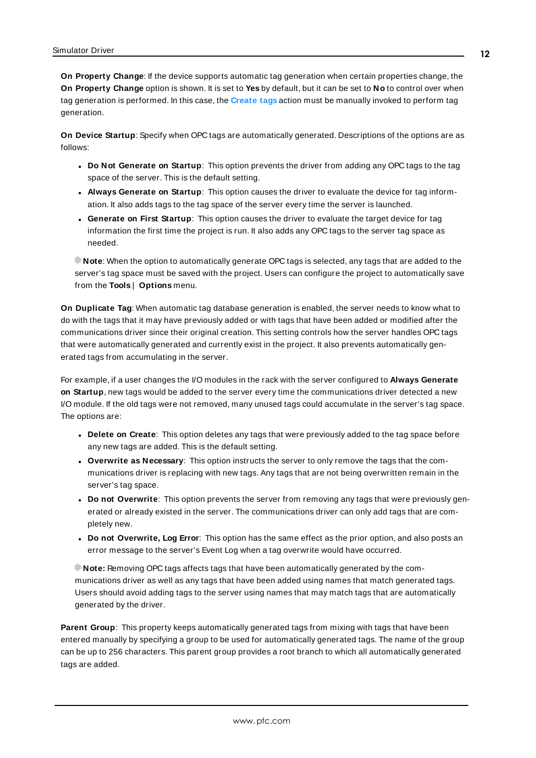**On Property Change**: If the device supports automatic tag generation when certain properties change, the **On Property Change** option is shown. It is set to **Yes** by default, but it can be set to **No** to control over when tag generation is performed. In this case, the **Create tags** action must be manually invoked to perform tag generation.

**On Device Startup**: Specify when OPC tags are automatically generated. Descriptions of the options are as follows:

- **Do Not Generate on Startup**: This option prevents the driver from adding any OPC tags to the tag space of the server. This is the default setting.
- **Always Generate on Startup**: This option causes the driver to evaluate the device for tag information. It also adds tags to the tag space of the server every time the server is launched.
- **Generate on First Startup**: This option causes the driver to evaluate the target device for tag information the first time the project is run. It also adds any OPC tags to the server tag space as needed.

**Note**: When the option to automatically generate OPC tags is selected, any tags that are added to the server's tag space must be saved with the project. Users can configure the project to automatically save from the **Tools** | **Options** menu.

**On Duplicate Tag**: When automatic tag database generation is enabled, the server needs to know what to do with the tags that it may have previously added or with tags that have been added or modified after the communications driver since their original creation. This setting controls how the server handles OPC tags that were automatically generated and currently exist in the project. It also prevents automatically generated tags from accumulating in the server.

For example, if a user changes the I/O modules in the rack with the server configured to **Always Generate on Startup**, new tags would be added to the server every time the communications driver detected a new I/O module. If the old tags were not removed, many unused tags could accumulate in the server's tag space. The options are:

- **Delete on Create**: This option deletes any tags that were previously added to the tag space before any new tags are added. This is the default setting.
- **Overwrite as Necessary**: This option instructs the server to only remove the tags that the communications driver is replacing with new tags. Any tags that are not being overwritten remain in the server's tag space.
- **Do not Overwrite**: This option prevents the server from removing any tags that were previously generated or already existed in the server. The communications driver can only add tags that are completely new.
- **Do not Overwrite, Log Error**: This option has the same effect as the prior option, and also posts an error message to the server's Event Log when a tag overwrite would have occurred.

**Note:** Removing OPC tags affects tags that have been automatically generated by the communications driver as well as any tags that have been added using names that match generated tags. Users should avoid adding tags to the server using names that may match tags that are automatically generated by the driver.

**Parent Group**: This property keeps automatically generated tags from mixing with tags that have been entered manually by specifying a group to be used for automatically generated tags. The name of the group can be up to 256 characters. This parent group provides a root branch to which all automatically generated tags are added.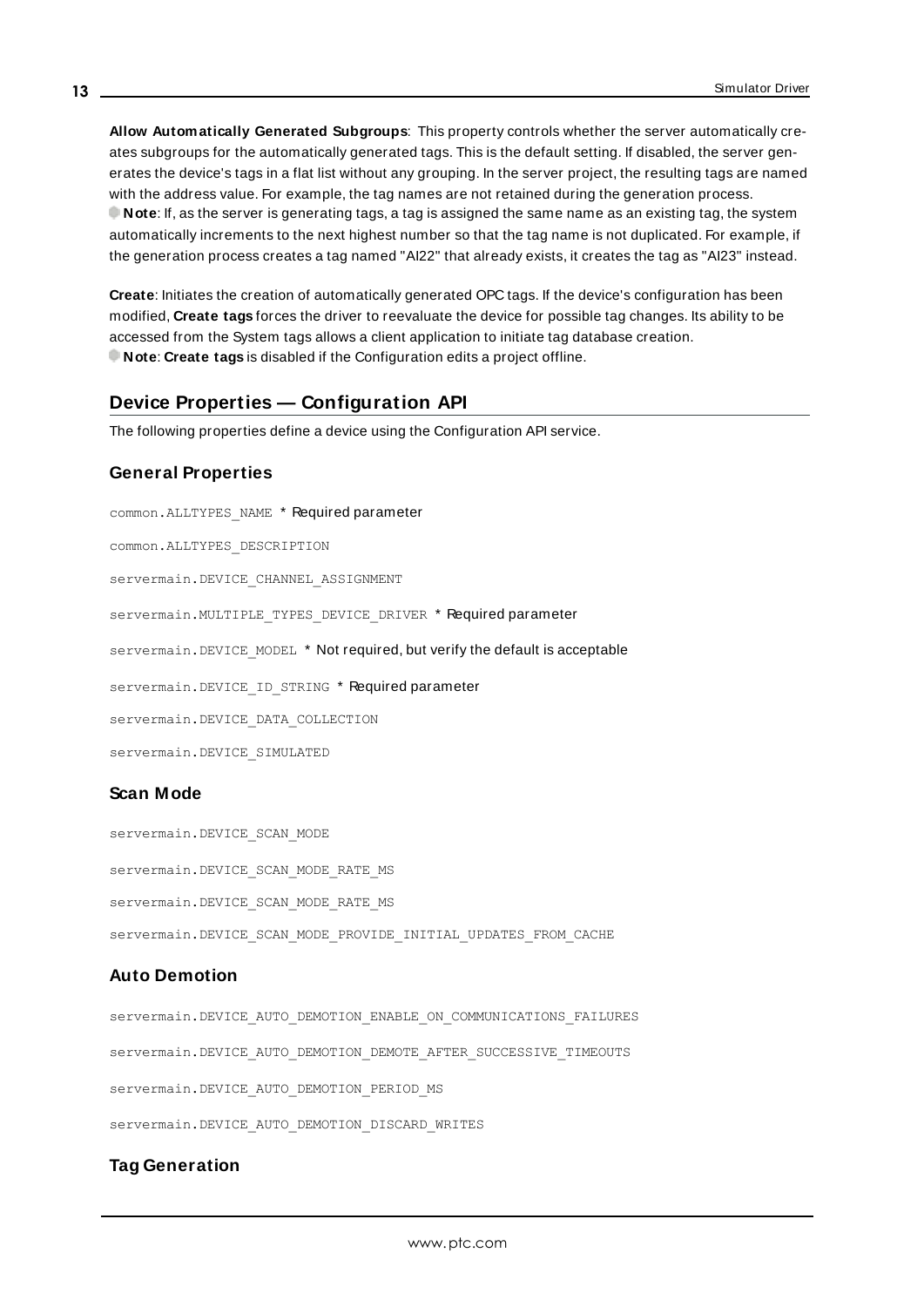**Allow Automatically Generated Subgroups**: This property controls whether the server automatically creates subgroups for the automatically generated tags. This is the default setting. If disabled, the server generates the device's tags in a flat list without any grouping. In the server project, the resulting tags are named with the address value. For example, the tag names are not retained during the generation process.

**Note**: If, as the server is generating tags, a tag is assigned the same name as an existing tag, the system automatically increments to the next highest number so that the tag name is not duplicated. For example, if the generation process creates a tag named "AI22" that already exists, it creates the tag as "AI23" instead.

**Create**: Initiates the creation of automatically generated OPC tags. If the device's configuration has been modified, **Create tags** forces the driver to reevaluate the device for possible tag changes. Its ability to be accessed from the System tags allows a client application to initiate tag database creation.

**Note**: **Create tags** is disabled if the Configuration edits a project offline.

## Device Properties — Configuration API

The following properties define a device using the Configuration API service.

### General Properties

`common.ALLTYPES_NAME` * Required parameter

`common.ALLTYPES_DESCRIPTION`

`servermain.DEVICE_CHANNEL_ASSIGNMENT`

`servermain.MULTIPLE_TYPES_DEVICE_DRIVER` * Required parameter

`servermain.DEVICE_MODEL` * Not required, but verify the default is acceptable

`servermain.DEVICE_ID_STRING` * Required parameter

`servermain.DEVICE_DATA_COLLECTION`

`servermain.DEVICE_SIMULATED`

### Scan Mode

`servermain.DEVICE_SCAN_MODE`

`servermain.DEVICE_SCAN_MODE_RATE_MS`

`servermain.DEVICE_SCAN_MODE_RATE_MS`

`servermain.DEVICE_SCAN_MODE_PROVIDE_INITIAL_UPDATES_FROM_CACHE`

### Auto Demotion

`servermain.DEVICE_AUTO_DEMOTION_ENABLE_ON_COMMUNICATIONS_FAILURES`

`servermain.DEVICE_AUTO_DEMOTION_DEMOTE_AFTER_SUCCESSIVE_TIMEOUTS`

`servermain.DEVICE_AUTO_DEMOTION_PERIOD_MS`

`servermain.DEVICE_AUTO_DEMOTION_DISCARD_WRITES`

### Tag Generation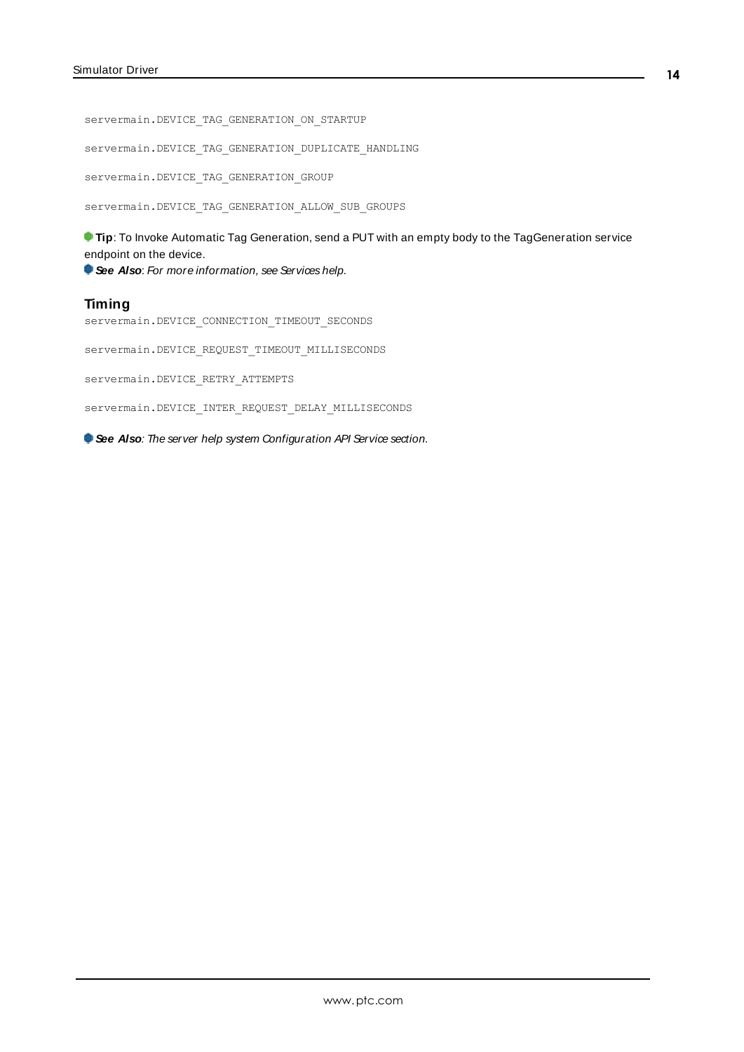```
servermain.DEVICE_TAG_GENERATION_ON_STARTUP

servermain.DEVICE_TAG_GENERATION_DUPLICATE_HANDLING

servermain.DEVICE_TAG_GENERATION_GROUP

servermain.DEVICE_TAG_GENERATION_ALLOW_SUB_GROUPS
```

**Tip**: To Invoke Automatic Tag Generation, send a PUT with an empty body to the TagGeneration service endpoint on the device.
***See Also***: *For more information, see Services help.*

### Timing

```
servermain.DEVICE_CONNECTION_TIMEOUT_SECONDS

servermain.DEVICE_REQUEST_TIMEOUT_MILLISECONDS

servermain.DEVICE_RETRY_ATTEMPTS

servermain.DEVICE_INTER_REQUEST_DELAY_MILLISECONDS
```

***See Also***: *The server help system Configuration API Service section.*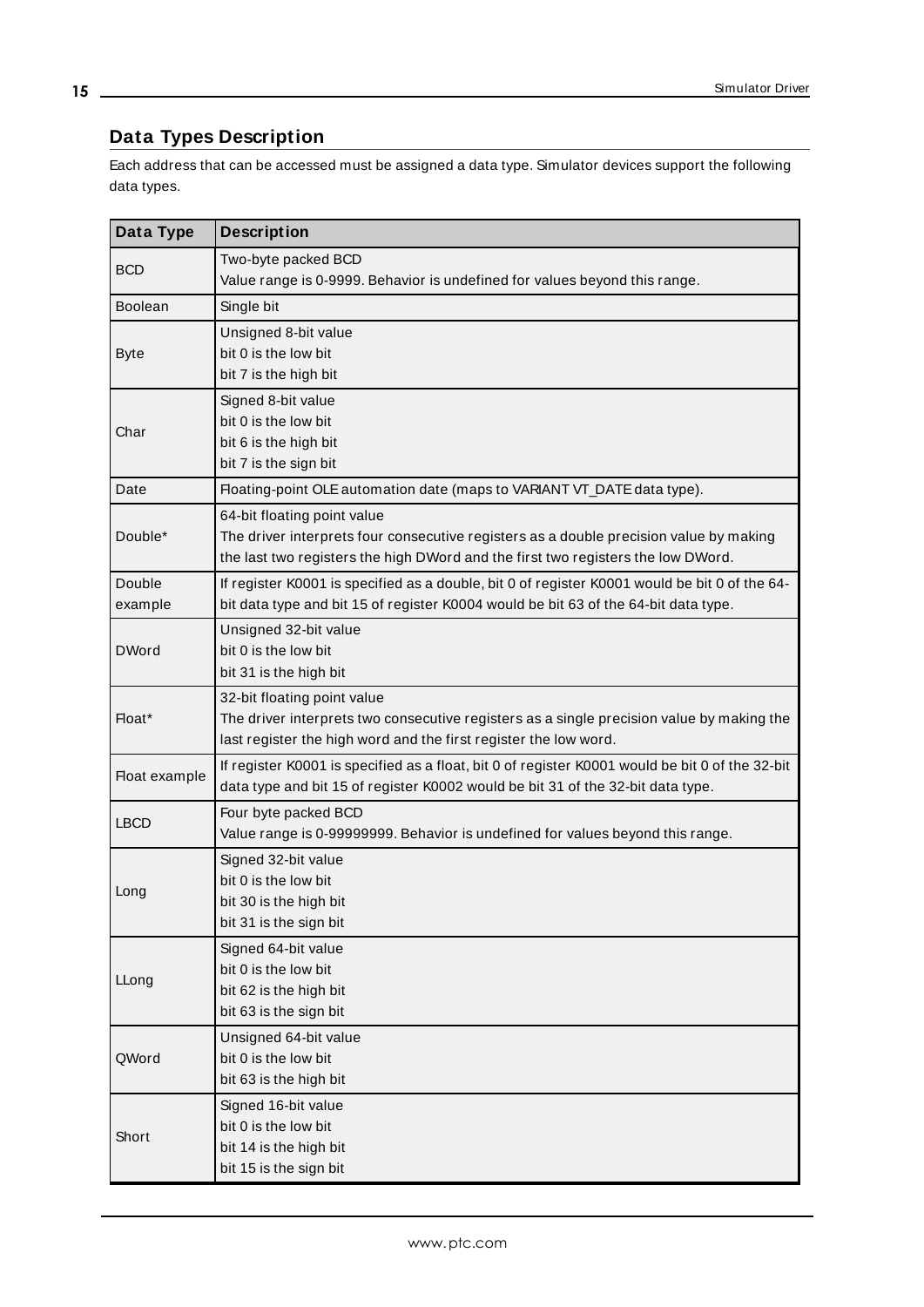## Data Types Description

Each address that can be accessed must be assigned a data type. Simulator devices support the following data types.

| Data Type | Description |
|---|---|
| BCD | Two-byte packed BCD<br>Value range is 0-9999. Behavior is undefined for values beyond this range. |
| Boolean | Single bit |
| Byte | Unsigned 8-bit value<br>bit 0 is the low bit<br>bit 7 is the high bit |
| Char | Signed 8-bit value<br>bit 0 is the low bit<br>bit 6 is the high bit<br>bit 7 is the sign bit |
| Date | Floating-point OLE automation date (maps to VARIANT VT_DATE data type). |
| Double* | 64-bit floating point value<br>The driver interprets four consecutive registers as a double precision value by making the last two registers the high DWord and the first two registers the low DWord. |
| Double example | If register K0001 is specified as a double, bit 0 of register K0001 would be bit 0 of the 64-bit data type and bit 15 of register K0004 would be bit 63 of the 64-bit data type. |
| DWord | Unsigned 32-bit value<br>bit 0 is the low bit<br>bit 31 is the high bit |
| Float* | 32-bit floating point value<br>The driver interprets two consecutive registers as a single precision value by making the last register the high word and the first register the low word. |
| Float example | If register K0001 is specified as a float, bit 0 of register K0001 would be bit 0 of the 32-bit data type and bit 15 of register K0002 would be bit 31 of the 32-bit data type. |
| LBCD | Four byte packed BCD<br>Value range is 0-99999999. Behavior is undefined for values beyond this range. |
| Long | Signed 32-bit value<br>bit 0 is the low bit<br>bit 30 is the high bit<br>bit 31 is the sign bit |
| LLong | Signed 64-bit value<br>bit 0 is the low bit<br>bit 62 is the high bit<br>bit 63 is the sign bit |
| QWord | Unsigned 64-bit value<br>bit 0 is the low bit<br>bit 63 is the high bit |
| Short | Signed 16-bit value<br>bit 0 is the low bit<br>bit 14 is the high bit<br>bit 15 is the sign bit |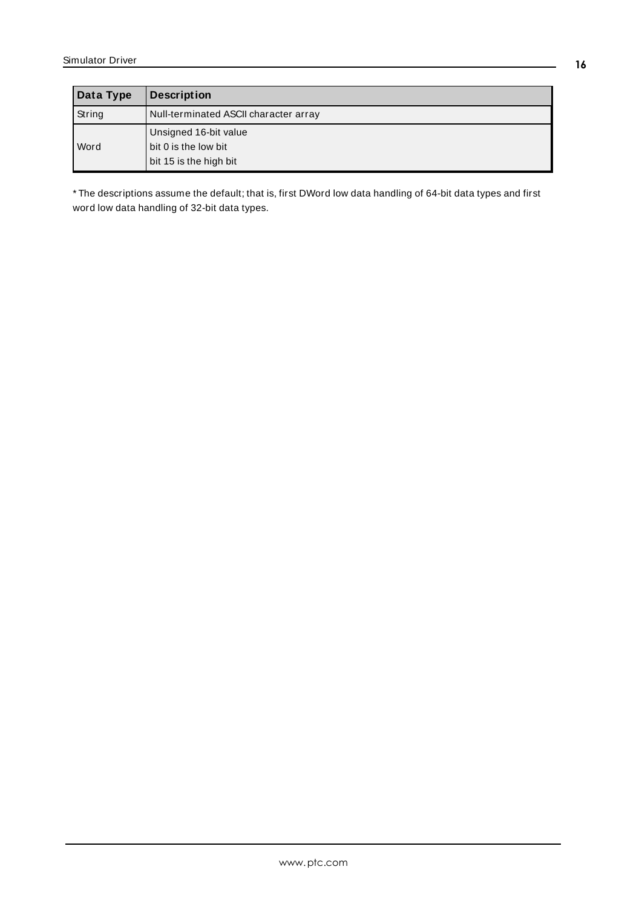| Data Type | Description |
|---|---|
| String | Null-terminated ASCII character array |
| Word | Unsigned 16-bit value<br>bit 0 is the low bit<br>bit 15 is the high bit |

* The descriptions assume the default; that is, first DWord low data handling of 64-bit data types and first word low data handling of 32-bit data types.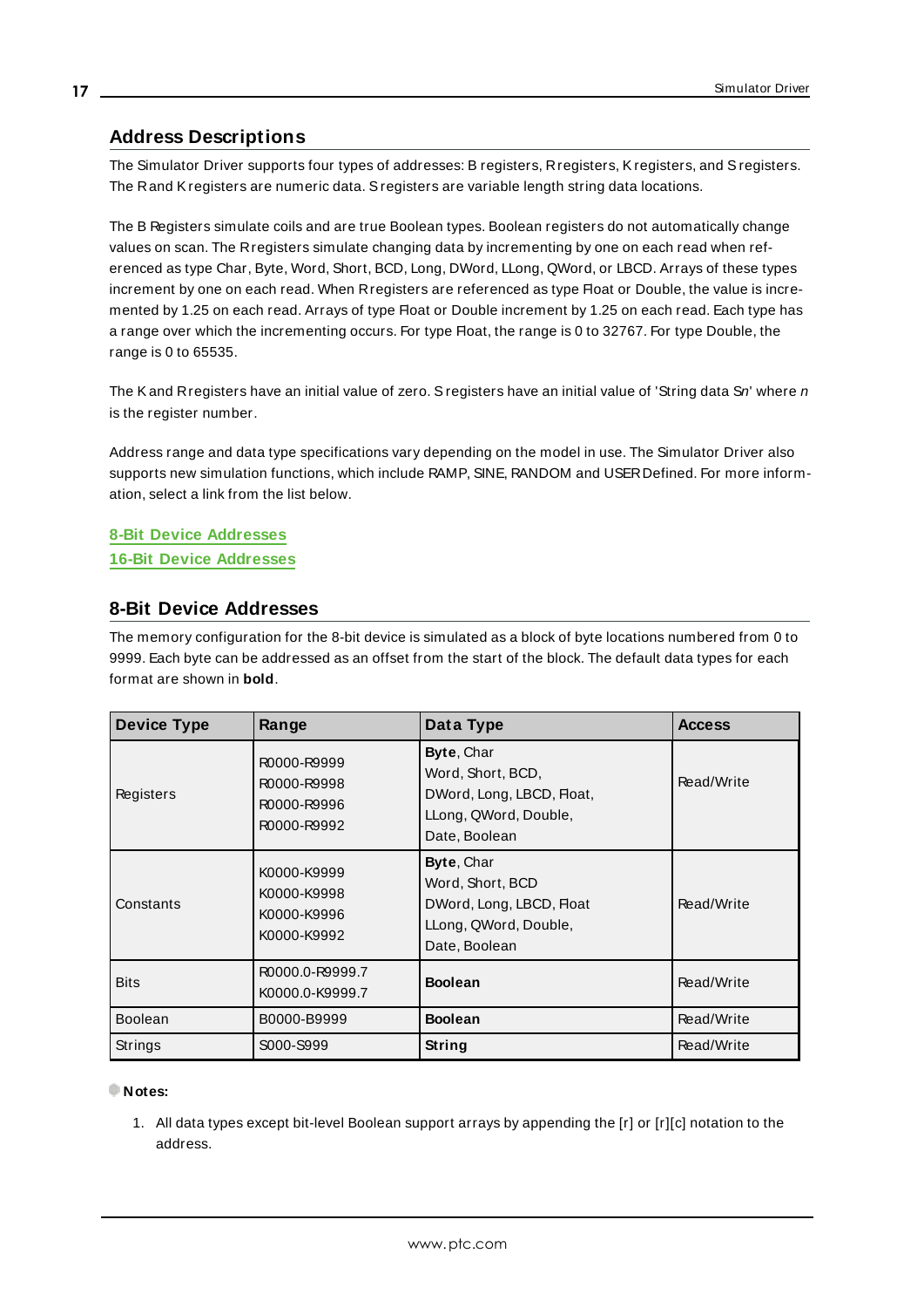## Address Descriptions

The Simulator Driver supports four types of addresses: B registers, R registers, K registers, and S registers. The R and K registers are numeric data. S registers are variable length string data locations.

The B Registers simulate coils and are true Boolean types. Boolean registers do not automatically change values on scan. The R registers simulate changing data by incrementing by one on each read when referenced as type Char, Byte, Word, Short, BCD, Long, DWord, LLong, QWord, or LBCD. Arrays of these types increment by one on each read. When R registers are referenced as type Float or Double, the value is incremented by 1.25 on each read. Arrays of type Float or Double increment by 1.25 on each read. Each type has a range over which the incrementing occurs. For type Float, the range is 0 to 32767. For type Double, the range is 0 to 65535.

The K and R registers have an initial value of zero. S registers have an initial value of 'String data S*n*' where *n* is the register number.

Address range and data type specifications vary depending on the model in use. The Simulator Driver also supports new simulation functions, which include RAMP, SINE, RANDOM and USER Defined. For more information, select a link from the list below.

**8-Bit Device Addresses**
**16-Bit Device Addresses**

## 8-Bit Device Addresses

The memory configuration for the 8-bit device is simulated as a block of byte locations numbered from 0 to 9999. Each byte can be addressed as an offset from the start of the block. The default data types for each format are shown in **bold**.

| Device Type | Range | Data Type | Access |
|---|---|---|---|
| Registers | R0000-R9999<br>R0000-R9998<br>R0000-R9996<br>R0000-R9992 | **Byte**, Char<br>Word, Short, BCD,<br>DWord, Long, LBCD, Float,<br>LLong, QWord, Double,<br>Date, Boolean | Read/Write |
| Constants | K0000-K9999<br>K0000-K9998<br>K0000-K9996<br>K0000-K9992 | **Byte**, Char<br>Word, Short, BCD<br>DWord, Long, LBCD, Float<br>LLong, QWord, Double,<br>Date, Boolean | Read/Write |
| Bits | R0000.0-R9999.7<br>K0000.0-K9999.7 | **Boolean** | Read/Write |
| Boolean | B0000-B9999 | **Boolean** | Read/Write |
| Strings | S000-S999 | **String** | Read/Write |

**Notes:**

1. All data types except bit-level Boolean support arrays by appending the [r] or [r][c] notation to the address.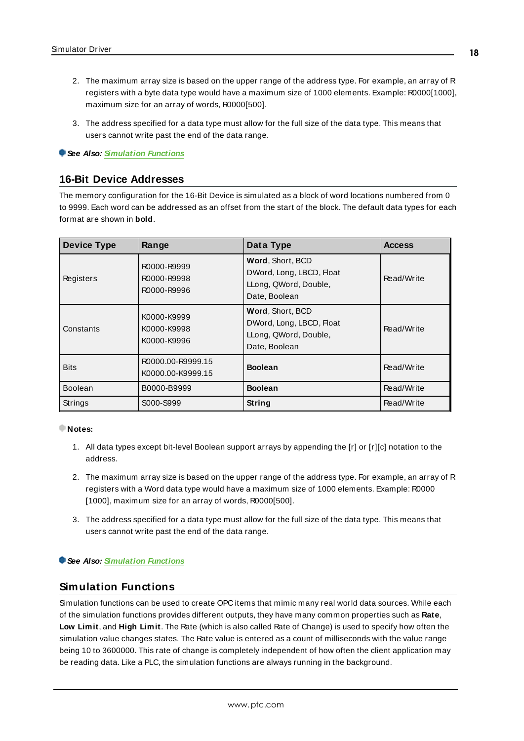2. The maximum array size is based on the upper range of the address type. For example, an array of R registers with a byte data type would have a maximum size of 1000 elements. Example: R0000[1000], maximum size for an array of words, R0000[500].

3. The address specified for a data type must allow for the full size of the data type. This means that users cannot write past the end of the data range.

***See Also:*** [Simulation Functions]()

## 16-Bit Device Addresses

The memory configuration for the 16-Bit Device is simulated as a block of word locations numbered from 0 to 9999. Each word can be addressed as an offset from the start of the block. The default data types for each format are shown in **bold**.

| Device Type | Range | Data Type | Access |
|---|---|---|---|
| Registers | R0000-R9999<br>R0000-R9998<br>R0000-R9996 | **Word**, Short, BCD<br>DWord, Long, LBCD, Float<br>LLong, QWord, Double,<br>Date, Boolean | Read/Write |
| Constants | K0000-K9999<br>K0000-K9998<br>K0000-K9996 | **Word**, Short, BCD<br>DWord, Long, LBCD, Float<br>LLong, QWord, Double,<br>Date, Boolean | Read/Write |
| Bits | R0000.00-R9999.15<br>K0000.00-K9999.15 | **Boolean** | Read/Write |
| Boolean | B0000-B9999 | **Boolean** | Read/Write |
| Strings | S000-S999 | **String** | Read/Write |

**Notes:**

1. All data types except bit-level Boolean support arrays by appending the [r] or [r][c] notation to the address.

2. The maximum array size is based on the upper range of the address type. For example, an array of R registers with a Word data type would have a maximum size of 1000 elements. Example: R0000 [1000], maximum size for an array of words, R0000[500].

3. The address specified for a data type must allow for the full size of the data type. This means that users cannot write past the end of the data range.

***See Also:*** [Simulation Functions]()

## Simulation Functions

Simulation functions can be used to create OPC items that mimic many real world data sources. While each of the simulation functions provides different outputs, they have many common properties such as **Rate**, **Low Limit**, and **High Limit**. The Rate (which is also called Rate of Change) is used to specify how often the simulation value changes states. The Rate value is entered as a count of milliseconds with the value range being 10 to 3600000. This rate of change is completely independent of how often the client application may be reading data. Like a PLC, the simulation functions are always running in the background.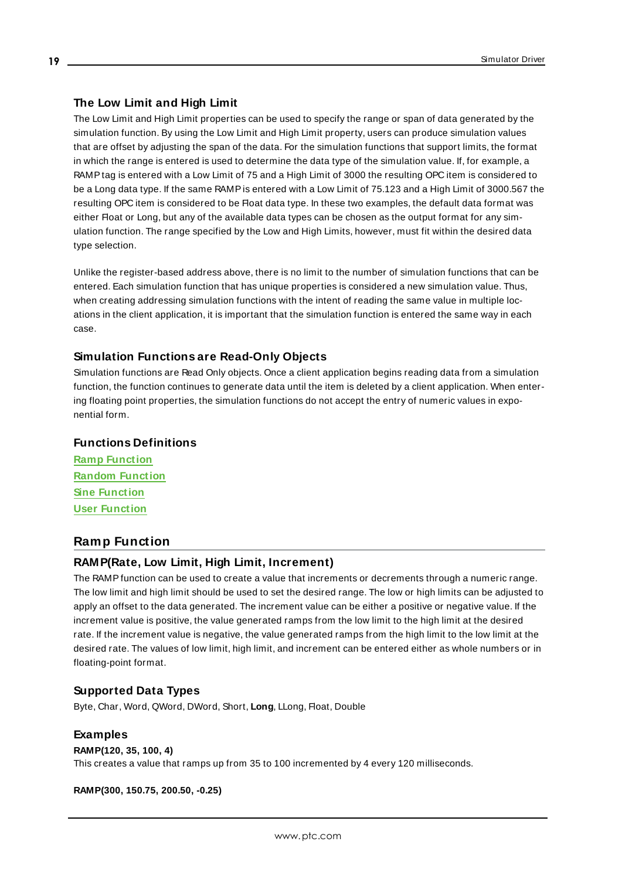### The Low Limit and High Limit

The Low Limit and High Limit properties can be used to specify the range or span of data generated by the simulation function. By using the Low Limit and High Limit property, users can produce simulation values that are offset by adjusting the span of the data. For the simulation functions that support limits, the format in which the range is entered is used to determine the data type of the simulation value. If, for example, a RAMP tag is entered with a Low Limit of 75 and a High Limit of 3000 the resulting OPC item is considered to be a Long data type. If the same RAMP is entered with a Low Limit of 75.123 and a High Limit of 3000.567 the resulting OPC item is considered to be Float data type. In these two examples, the default data format was either Float or Long, but any of the available data types can be chosen as the output format for any simulation function. The range specified by the Low and High Limits, however, must fit within the desired data type selection.

Unlike the register-based address above, there is no limit to the number of simulation functions that can be entered. Each simulation function that has unique properties is considered a new simulation value. Thus, when creating addressing simulation functions with the intent of reading the same value in multiple locations in the client application, it is important that the simulation function is entered the same way in each case.

### Simulation Functions are Read-Only Objects

Simulation functions are Read Only objects. Once a client application begins reading data from a simulation function, the function continues to generate data until the item is deleted by a client application. When entering floating point properties, the simulation functions do not accept the entry of numeric values in exponential form.

### Functions Definitions

**Ramp Function**
**Random Function**
**Sine Function**
**User Function**

## Ramp Function

### RAMP(Rate, Low Limit, High Limit, Increment)

The RAMP function can be used to create a value that increments or decrements through a numeric range. The low limit and high limit should be used to set the desired range. The low or high limits can be adjusted to apply an offset to the data generated. The increment value can be either a positive or negative value. If the increment value is positive, the value generated ramps from the low limit to the high limit at the desired rate. If the increment value is negative, the value generated ramps from the high limit to the low limit at the desired rate. The values of low limit, high limit, and increment can be entered either as whole numbers or in floating-point format.

### Supported Data Types

Byte, Char, Word, QWord, DWord, Short, **Long**, LLong, Float, Double

### Examples

**RAMP(120, 35, 100, 4)**
This creates a value that ramps up from 35 to 100 incremented by 4 every 120 milliseconds.

**RAMP(300, 150.75, 200.50, -0.25)**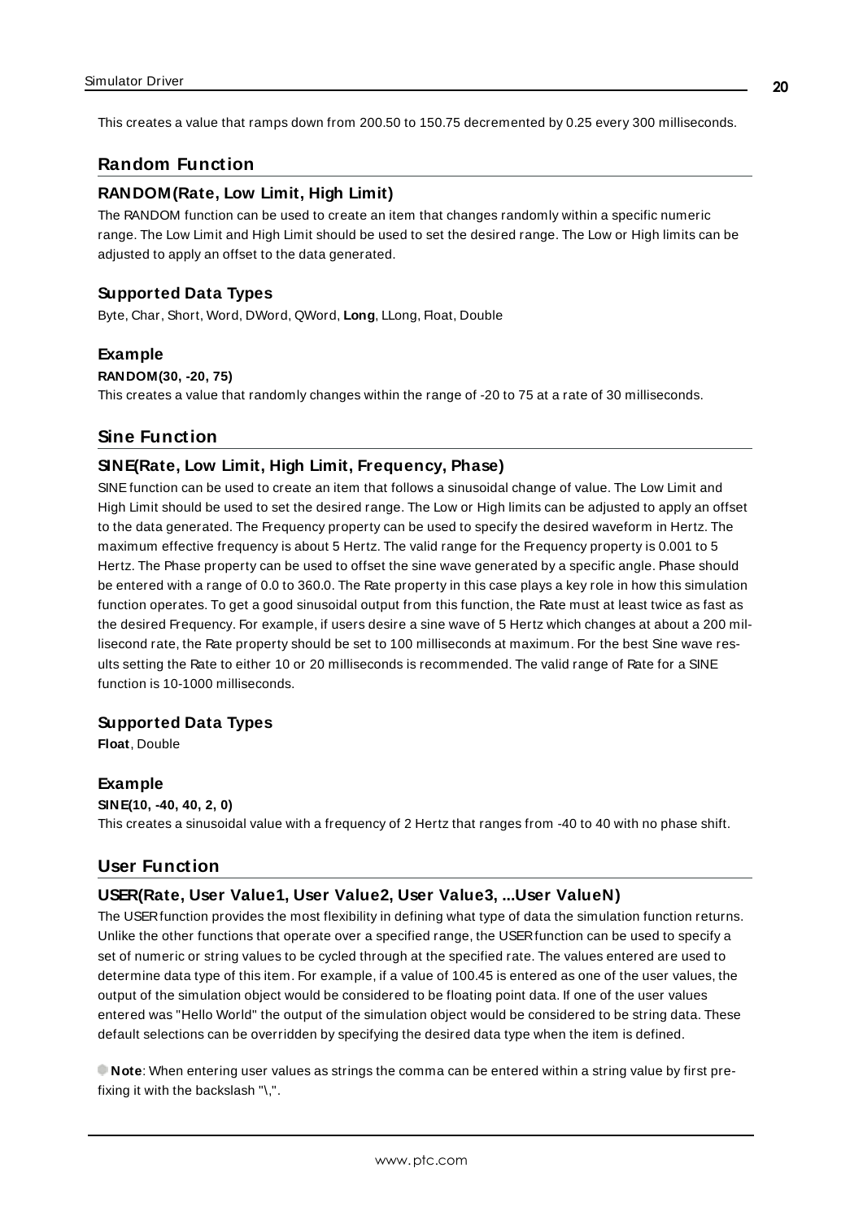This creates a value that ramps down from 200.50 to 150.75 decremented by 0.25 every 300 milliseconds.

## Random Function

### RANDOM(Rate, Low Limit, High Limit)

The RANDOM function can be used to create an item that changes randomly within a specific numeric range. The Low Limit and High Limit should be used to set the desired range. The Low or High limits can be adjusted to apply an offset to the data generated.

### Supported Data Types

Byte, Char, Short, Word, DWord, QWord, **Long**, LLong, Float, Double

### Example

**RANDOM(30, -20, 75)**

This creates a value that randomly changes within the range of -20 to 75 at a rate of 30 milliseconds.

## Sine Function

### SINE(Rate, Low Limit, High Limit, Frequency, Phase)

SINE function can be used to create an item that follows a sinusoidal change of value. The Low Limit and High Limit should be used to set the desired range. The Low or High limits can be adjusted to apply an offset to the data generated. The Frequency property can be used to specify the desired waveform in Hertz. The maximum effective frequency is about 5 Hertz. The valid range for the Frequency property is 0.001 to 5 Hertz. The Phase property can be used to offset the sine wave generated by a specific angle. Phase should be entered with a range of 0.0 to 360.0. The Rate property in this case plays a key role in how this simulation function operates. To get a good sinusoidal output from this function, the Rate must at least twice as fast as the desired Frequency. For example, if users desire a sine wave of 5 Hertz which changes at about a 200 millisecond rate, the Rate property should be set to 100 milliseconds at maximum. For the best Sine wave results setting the Rate to either 10 or 20 milliseconds is recommended. The valid range of Rate for a SINE function is 10-1000 milliseconds.

### Supported Data Types

**Float**, Double

### Example

**SINE(10, -40, 40, 2, 0)**

This creates a sinusoidal value with a frequency of 2 Hertz that ranges from -40 to 40 with no phase shift.

## User Function

### USER(Rate, User Value1, User Value2, User Value3, ...User ValueN)

The USER function provides the most flexibility in defining what type of data the simulation function returns. Unlike the other functions that operate over a specified range, the USER function can be used to specify a set of numeric or string values to be cycled through at the specified rate. The values entered are used to determine data type of this item. For example, if a value of 100.45 is entered as one of the user values, the output of the simulation object would be considered to be floating point data. If one of the user values entered was "Hello World" the output of the simulation object would be considered to be string data. These default selections can be overridden by specifying the desired data type when the item is defined.

**Note**: When entering user values as strings the comma can be entered within a string value by first prefixing it with the backslash "\,".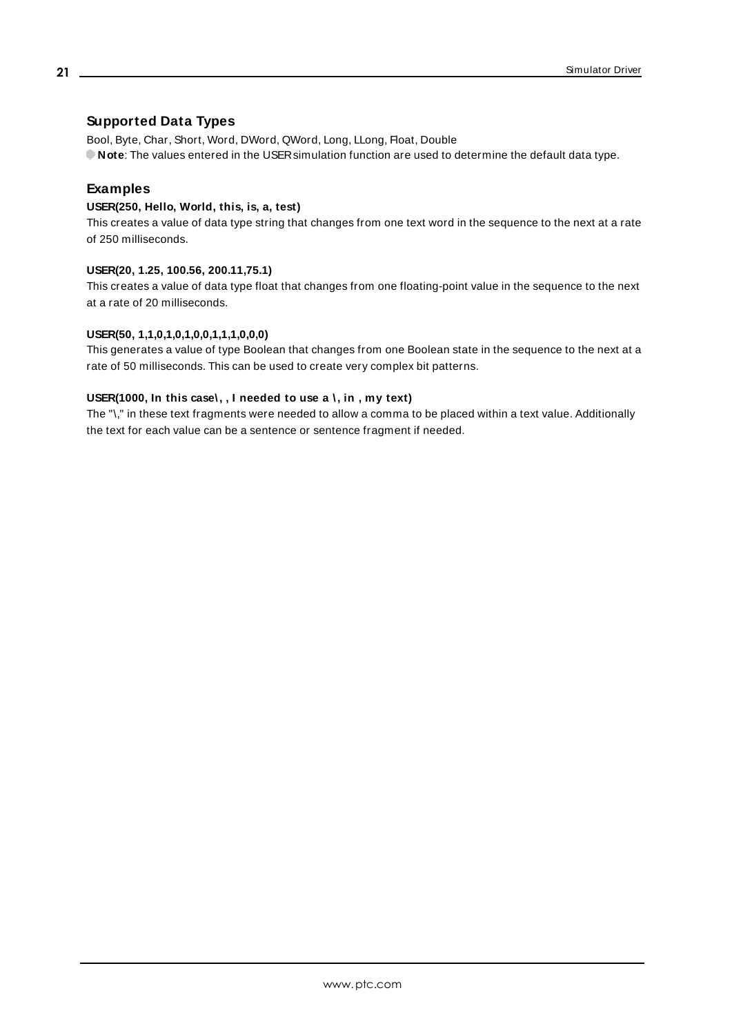## Supported Data Types

Bool, Byte, Char, Short, Word, DWord, QWord, Long, LLong, Float, Double

**Note**: The values entered in the USER simulation function are used to determine the default data type.

## Examples

**USER(250, Hello, World, this, is, a, test)**

This creates a value of data type string that changes from one text word in the sequence to the next at a rate of 250 milliseconds.

**USER(20, 1.25, 100.56, 200.11,75.1)**

This creates a value of data type float that changes from one floating-point value in the sequence to the next at a rate of 20 milliseconds.

**USER(50, 1,1,0,1,0,1,0,0,1,1,1,0,0,0)**

This generates a value of type Boolean that changes from one Boolean state in the sequence to the next at a rate of 50 milliseconds. This can be used to create very complex bit patterns.

**USER(1000, In this case\, , I needed to use a \, in , my text)**

The "\," in these text fragments were needed to allow a comma to be placed within a text value. Additionally the text for each value can be a sentence or sentence fragment if needed.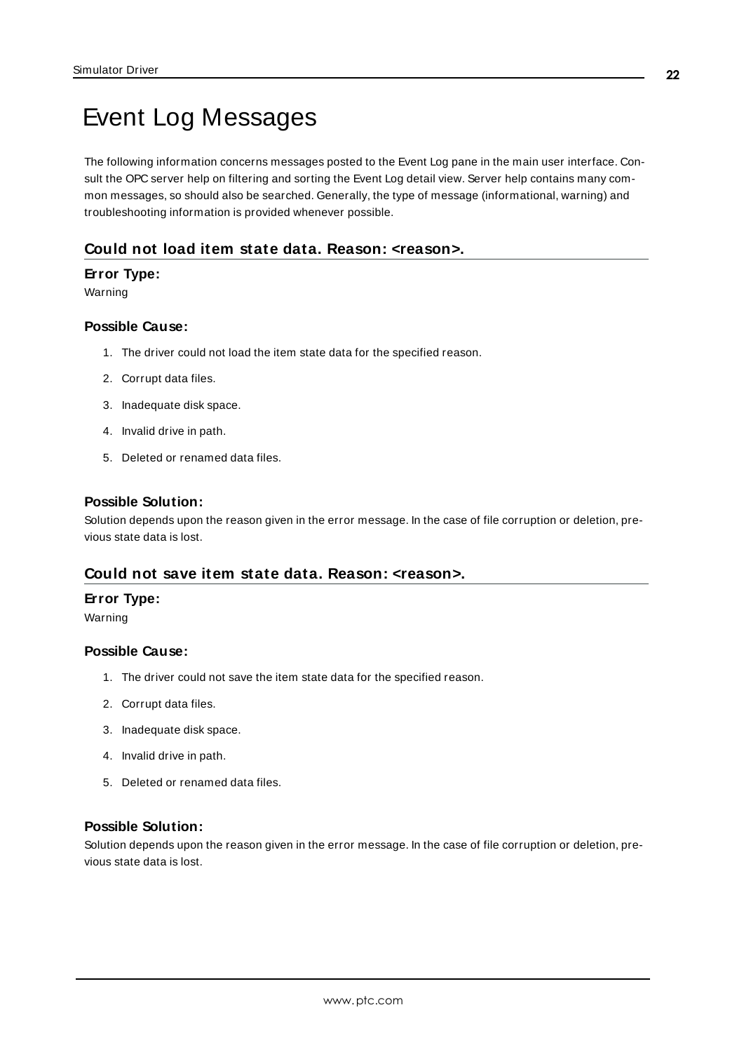# Event Log Messages

The following information concerns messages posted to the Event Log pane in the main user interface. Consult the OPC server help on filtering and sorting the Event Log detail view. Server help contains many common messages, so should also be searched. Generally, the type of message (informational, warning) and troubleshooting information is provided whenever possible.

## Could not load item state data. Reason: <reason>.

**Error Type:**

Warning

**Possible Cause:**

1. The driver could not load the item state data for the specified reason.
2. Corrupt data files.
3. Inadequate disk space.
4. Invalid drive in path.
5. Deleted or renamed data files.

**Possible Solution:**

Solution depends upon the reason given in the error message. In the case of file corruption or deletion, previous state data is lost.

## Could not save item state data. Reason: <reason>.

**Error Type:**

Warning

**Possible Cause:**

1. The driver could not save the item state data for the specified reason.
2. Corrupt data files.
3. Inadequate disk space.
4. Invalid drive in path.
5. Deleted or renamed data files.

**Possible Solution:**

Solution depends upon the reason given in the error message. In the case of file corruption or deletion, previous state data is lost.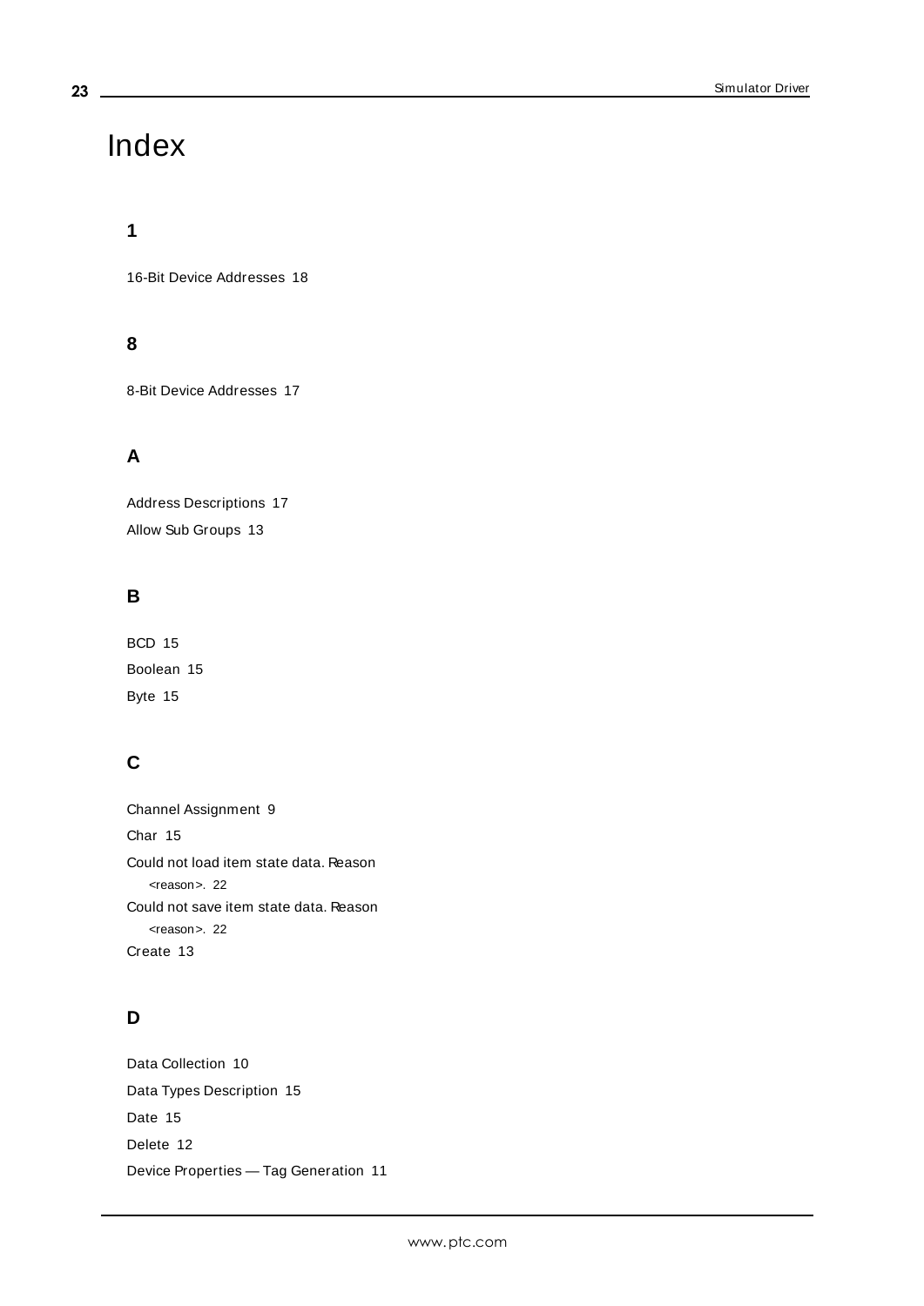# Index

## 1

16-Bit Device Addresses 18

## 8

8-Bit Device Addresses 17

## A

Address Descriptions 17

Allow Sub Groups 13

## B

BCD 15

Boolean 15

Byte 15

## C

Channel Assignment 9

Char 15

Could not load item state data. Reason <reason>. 22

Could not save item state data. Reason <reason>. 22

Create 13

## D

Data Collection 10

Data Types Description 15

Date 15

Delete 12

Device Properties — Tag Generation 11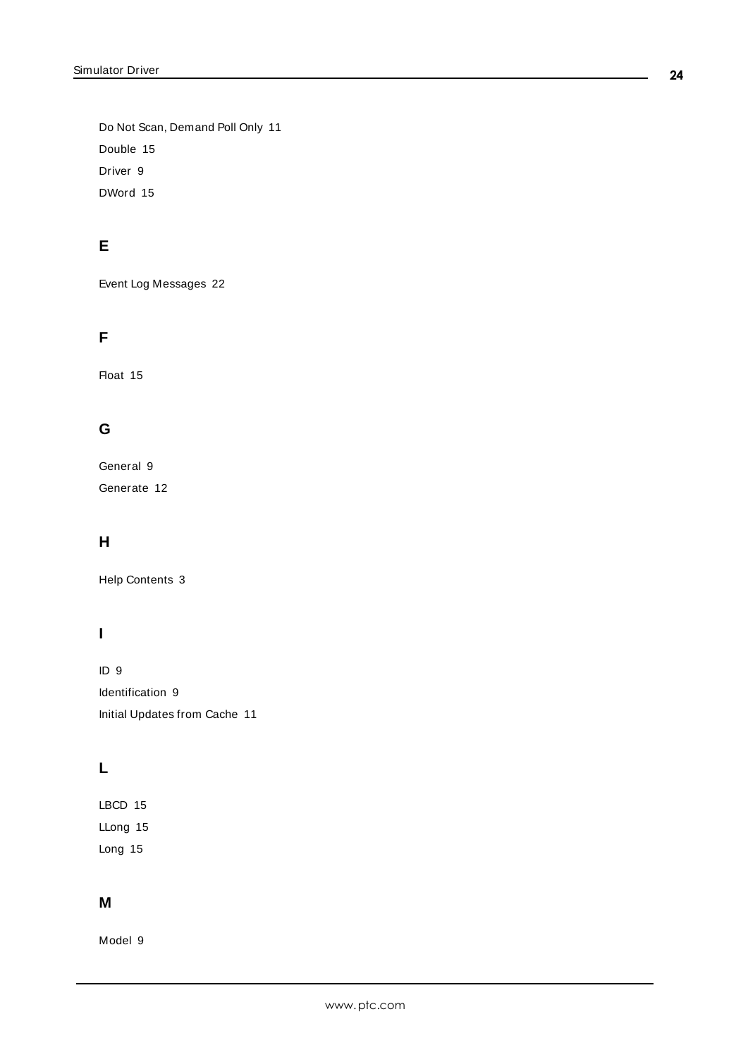Do Not Scan, Demand Poll Only 11

Double 15

Driver 9

DWord 15

## E

Event Log Messages 22

## F

Float 15

## G

General 9

Generate 12

## H

Help Contents 3

## I

ID 9

Identification 9

Initial Updates from Cache 11

## L

LBCD 15

LLong 15

Long 15

## M

Model 9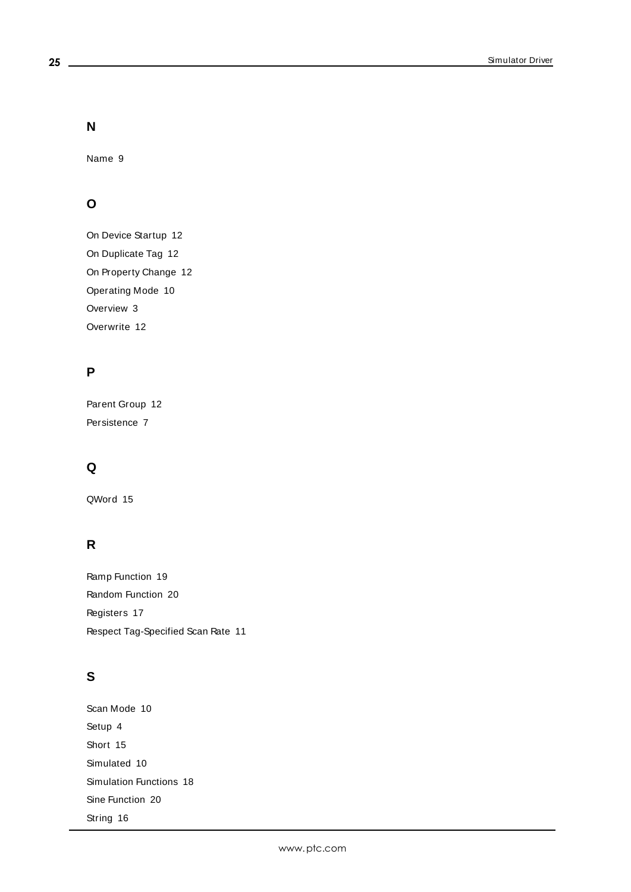## N

Name 9

## O

On Device Startup 12

On Duplicate Tag 12

On Property Change 12

Operating Mode 10

Overview 3

Overwrite 12

## P

Parent Group 12

Persistence 7

## Q

QWord 15

## R

Ramp Function 19

Random Function 20

Registers 17

Respect Tag-Specified Scan Rate 11

## S

Scan Mode 10

Setup 4

Short 15

Simulated 10

Simulation Functions 18

Sine Function 20

String 16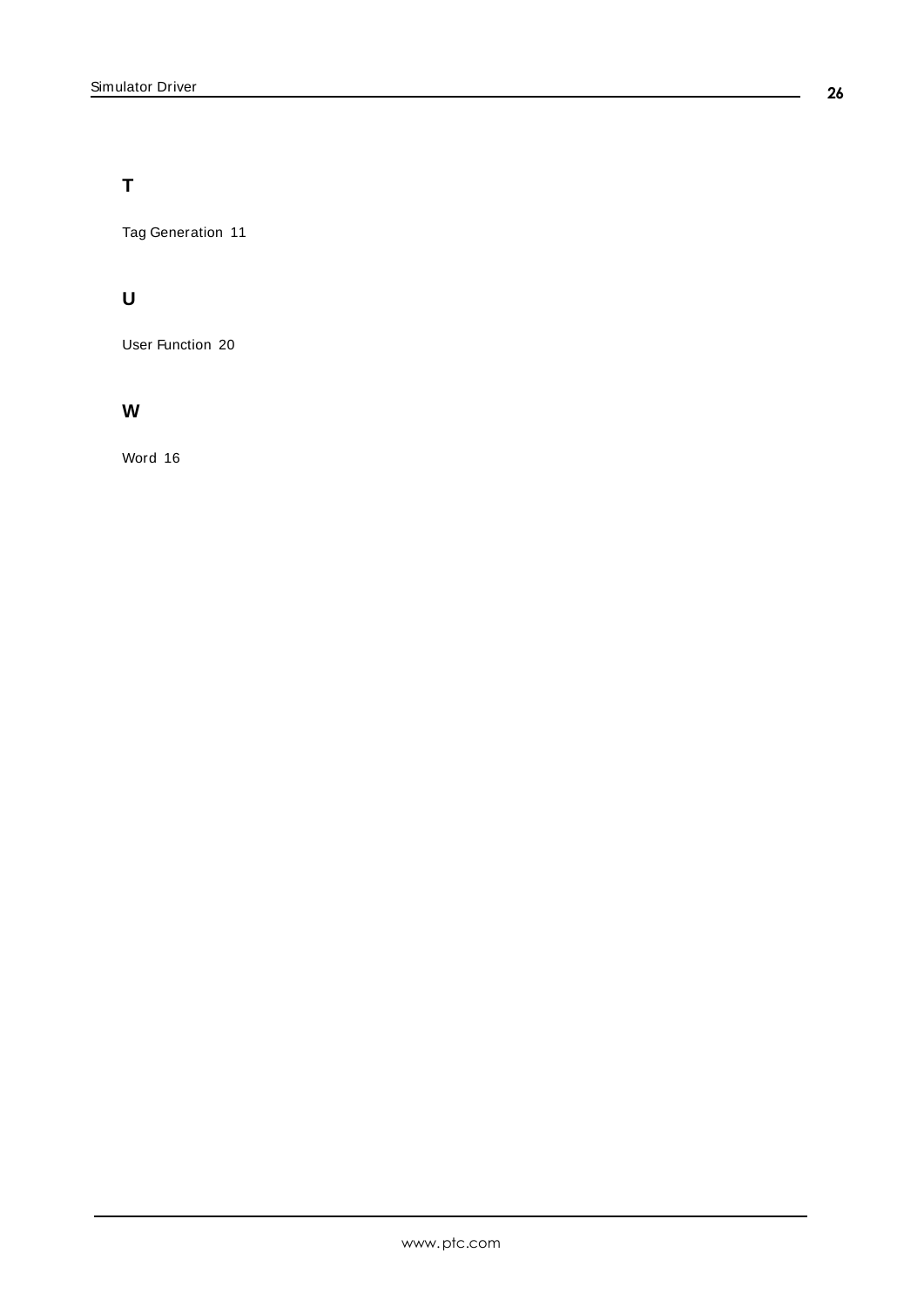## T

Tag Generation 11

## U

User Function 20

## W

Word 16